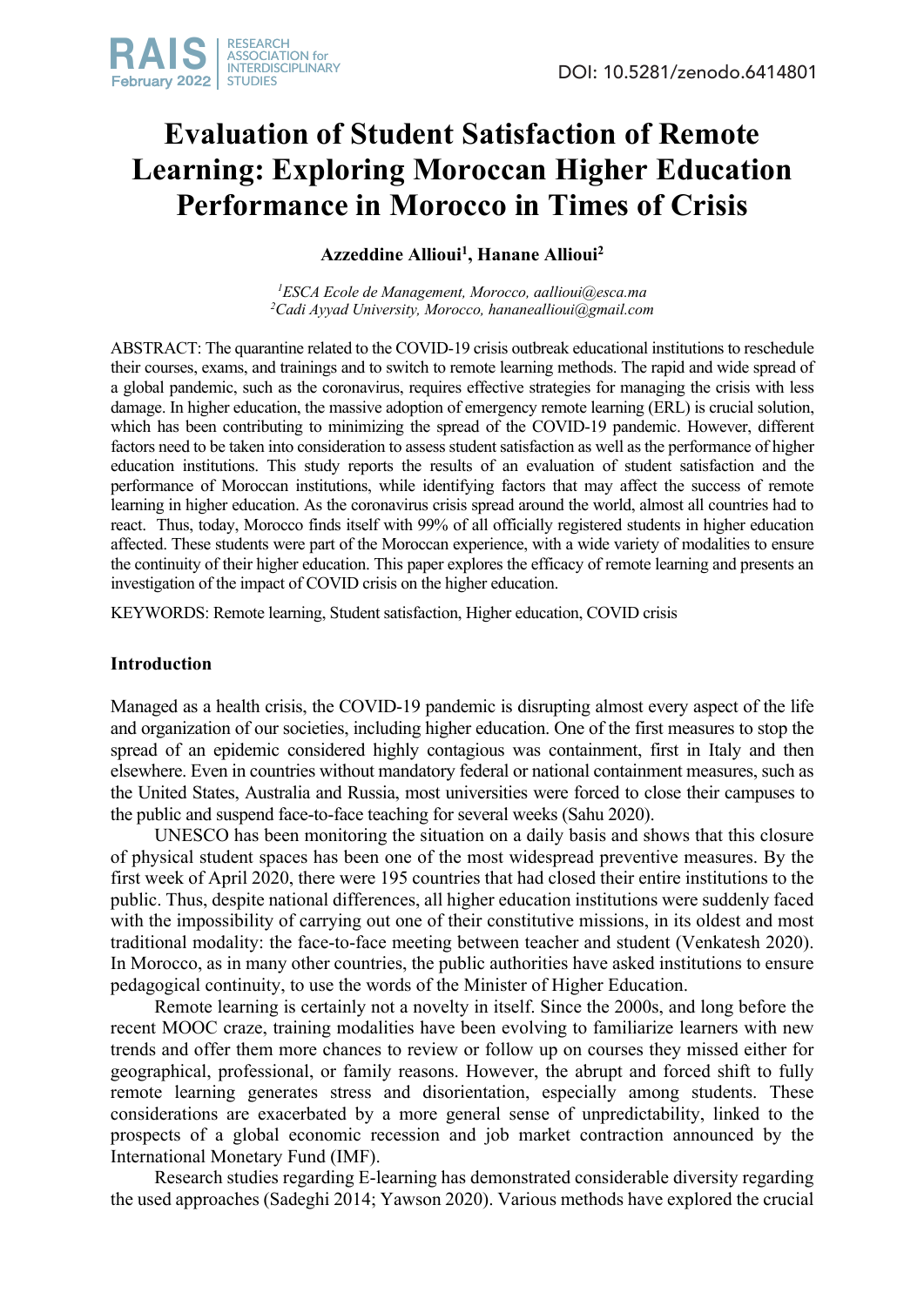# Evaluation of Student Satisfaction of Remote Learning: Exploring Moroccan Higher Education Performance in Morocco in Times of Crisis

**Azzeddine Allioui[1], Hanane Allioui[2]**

*[1]ESCA Ecole de Management, Morocco, aallioui@esca.ma*
*[2]Cadi Ayyad University, Morocco, hananeallioui@gmail.com*

ABSTRACT: The quarantine related to the COVID-19 crisis outbreak educational institutions to reschedule their courses, exams, and trainings and to switch to remote learning methods. The rapid and wide spread of a global pandemic, such as the coronavirus, requires effective strategies for managing the crisis with less damage. In higher education, the massive adoption of emergency remote learning (ERL) is crucial solution, which has been contributing to minimizing the spread of the COVID-19 pandemic. However, different factors need to be taken into consideration to assess student satisfaction as well as the performance of higher education institutions. This study reports the results of an evaluation of student satisfaction and the performance of Moroccan institutions, while identifying factors that may affect the success of remote learning in higher education. As the coronavirus crisis spread around the world, almost all countries had to react. Thus, today, Morocco finds itself with 99% of all officially registered students in higher education affected. These students were part of the Moroccan experience, with a wide variety of modalities to ensure the continuity of their higher education. This paper explores the efficacy of remote learning and presents an investigation of the impact of COVID crisis on the higher education.

KEYWORDS: Remote learning, Student satisfaction, Higher education, COVID crisis

## Introduction

Managed as a health crisis, the COVID-19 pandemic is disrupting almost every aspect of the life and organization of our societies, including higher education. One of the first measures to stop the spread of an epidemic considered highly contagious was containment, first in Italy and then elsewhere. Even in countries without mandatory federal or national containment measures, such as the United States, Australia and Russia, most universities were forced to close their campuses to the public and suspend face-to-face teaching for several weeks (Sahu 2020).

UNESCO has been monitoring the situation on a daily basis and shows that this closure of physical student spaces has been one of the most widespread preventive measures. By the first week of April 2020, there were 195 countries that had closed their entire institutions to the public. Thus, despite national differences, all higher education institutions were suddenly faced with the impossibility of carrying out one of their constitutive missions, in its oldest and most traditional modality: the face-to-face meeting between teacher and student (Venkatesh 2020). In Morocco, as in many other countries, the public authorities have asked institutions to ensure pedagogical continuity, to use the words of the Minister of Higher Education.

Remote learning is certainly not a novelty in itself. Since the 2000s, and long before the recent MOOC craze, training modalities have been evolving to familiarize learners with new trends and offer them more chances to review or follow up on courses they missed either for geographical, professional, or family reasons. However, the abrupt and forced shift to fully remote learning generates stress and disorientation, especially among students. These considerations are exacerbated by a more general sense of unpredictability, linked to the prospects of a global economic recession and job market contraction announced by the International Monetary Fund (IMF).

Research studies regarding E-learning has demonstrated considerable diversity regarding the used approaches (Sadeghi 2014; Yawson 2020). Various methods have explored the crucial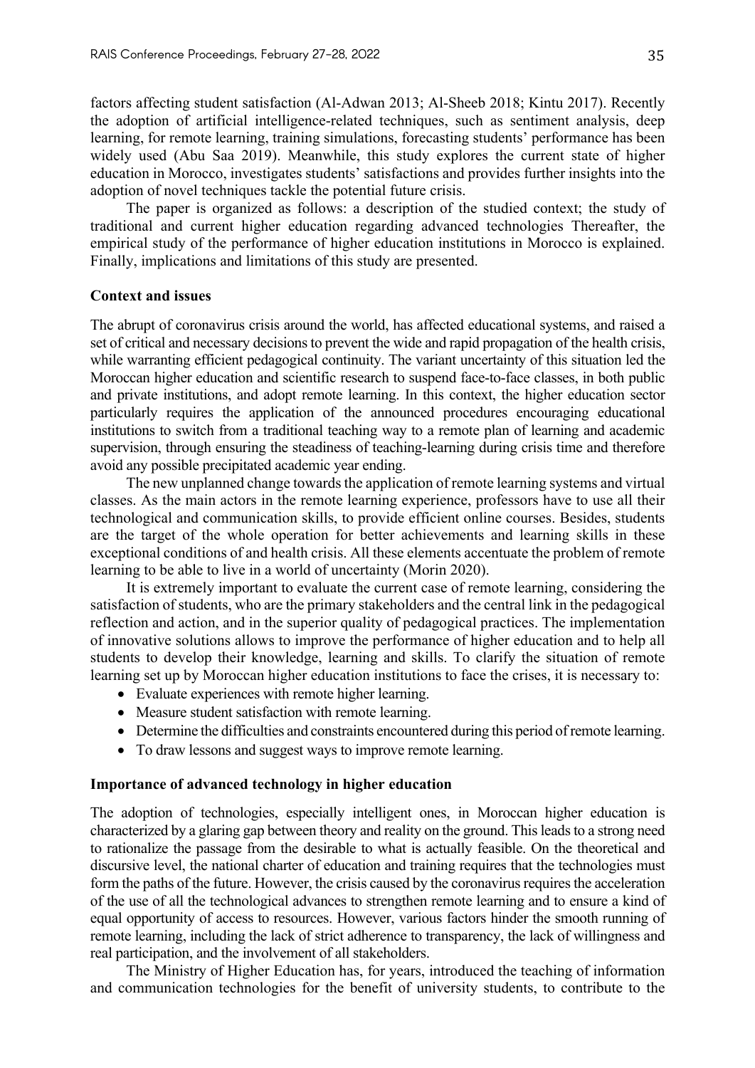factors affecting student satisfaction (Al-Adwan 2013; Al-Sheeb 2018; Kintu 2017). Recently the adoption of artificial intelligence-related techniques, such as sentiment analysis, deep learning, for remote learning, training simulations, forecasting students' performance has been widely used (Abu Saa 2019). Meanwhile, this study explores the current state of higher education in Morocco, investigates students' satisfactions and provides further insights into the adoption of novel techniques tackle the potential future crisis.

The paper is organized as follows: a description of the studied context; the study of traditional and current higher education regarding advanced technologies Thereafter, the empirical study of the performance of higher education institutions in Morocco is explained. Finally, implications and limitations of this study are presented.

### Context and issues

The abrupt of coronavirus crisis around the world, has affected educational systems, and raised a set of critical and necessary decisions to prevent the wide and rapid propagation of the health crisis, while warranting efficient pedagogical continuity. The variant uncertainty of this situation led the Moroccan higher education and scientific research to suspend face-to-face classes, in both public and private institutions, and adopt remote learning. In this context, the higher education sector particularly requires the application of the announced procedures encouraging educational institutions to switch from a traditional teaching way to a remote plan of learning and academic supervision, through ensuring the steadiness of teaching-learning during crisis time and therefore avoid any possible precipitated academic year ending.

The new unplanned change towards the application of remote learning systems and virtual classes. As the main actors in the remote learning experience, professors have to use all their technological and communication skills, to provide efficient online courses. Besides, students are the target of the whole operation for better achievements and learning skills in these exceptional conditions of and health crisis. All these elements accentuate the problem of remote learning to be able to live in a world of uncertainty (Morin 2020).

It is extremely important to evaluate the current case of remote learning, considering the satisfaction of students, who are the primary stakeholders and the central link in the pedagogical reflection and action, and in the superior quality of pedagogical practices. The implementation of innovative solutions allows to improve the performance of higher education and to help all students to develop their knowledge, learning and skills. To clarify the situation of remote learning set up by Moroccan higher education institutions to face the crises, it is necessary to:

- Evaluate experiences with remote higher learning.
- Measure student satisfaction with remote learning.
- Determine the difficulties and constraints encountered during this period of remote learning.
- To draw lessons and suggest ways to improve remote learning.

### Importance of advanced technology in higher education

The adoption of technologies, especially intelligent ones, in Moroccan higher education is characterized by a glaring gap between theory and reality on the ground. This leads to a strong need to rationalize the passage from the desirable to what is actually feasible. On the theoretical and discursive level, the national charter of education and training requires that the technologies must form the paths of the future. However, the crisis caused by the coronavirus requires the acceleration of the use of all the technological advances to strengthen remote learning and to ensure a kind of equal opportunity of access to resources. However, various factors hinder the smooth running of remote learning, including the lack of strict adherence to transparency, the lack of willingness and real participation, and the involvement of all stakeholders.

The Ministry of Higher Education has, for years, introduced the teaching of information and communication technologies for the benefit of university students, to contribute to the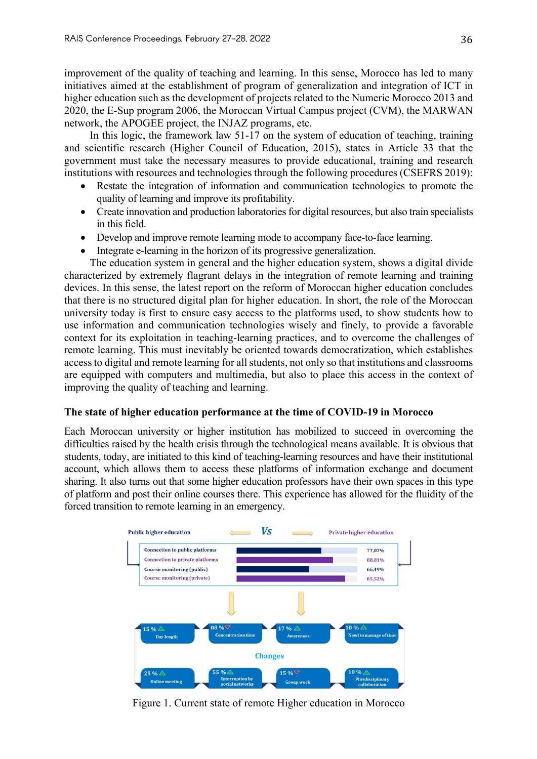improvement of the quality of teaching and learning. In this sense, Morocco has led to many initiatives aimed at the establishment of program of generalization and integration of ICT in higher education such as the development of projects related to the Numeric Morocco 2013 and 2020, the E-Sup program 2006, the Moroccan Virtual Campus project (CVM), the MARWAN network, the APOGEE project, the INJAZ programs, etc.

In this logic, the framework law 51-17 on the system of education of teaching, training and scientific research (Higher Council of Education, 2015), states in Article 33 that the government must take the necessary measures to provide educational, training and research institutions with resources and technologies through the following procedures (CSEFRS 2019):

- Restate the integration of information and communication technologies to promote the quality of learning and improve its profitability.
- Create innovation and production laboratories for digital resources, but also train specialists in this field.
- Develop and improve remote learning mode to accompany face-to-face learning.
- Integrate e-learning in the horizon of its progressive generalization.

The education system in general and the higher education system, shows a digital divide characterized by extremely flagrant delays in the integration of remote learning and training devices. In this sense, the latest report on the reform of Moroccan higher education concludes that there is no structured digital plan for higher education. In short, the role of the Moroccan university today is first to ensure easy access to the platforms used, to show students how to use information and communication technologies wisely and finely, to provide a favorable context for its exploitation in teaching-learning practices, and to overcome the challenges of remote learning. This must inevitably be oriented towards democratization, which establishes access to digital and remote learning for all students, not only so that institutions and classrooms are equipped with computers and multimedia, but also to place this access in the context of improving the quality of teaching and learning.

## The state of higher education performance at the time of COVID-19 in Morocco

Each Moroccan university or higher institution has mobilized to succeed in overcoming the difficulties raised by the health crisis through the technological means available. It is obvious that students, today, are initiated to this kind of teaching-learning resources and have their institutional account, which allows them to access these platforms of information exchange and document sharing. It also turns out that some higher education professors have their own spaces in this type of platform and post their online courses there. This experience has allowed for the fluidity of the forced transition to remote learning in an emergency.

| Public higher education Vs Private higher education | |
|---|---|
| Connection to public platforms | 77,07% |
| Connection to private platforms | 88,81% |
| Course monitoring (public) | 66,49% |
| Course monitoring (private) | 85,52% |

Changes:

| Change | Value |
|---|---|
| Day length | 15 % ▲ |
| Concentration time | 08 % ▼ |
| Awareness | 17 % ▲ |
| Need to manage of time | 10 % ▲ |
| Online meeting | 25 % ▲ |
| Interruption by social networks | 55 % ▲ |
| Group work | 15 % ▼ |
| Pluridisciplinary collaboration | 10 % ▲ |

Figure 1. Current state of remote Higher education in Morocco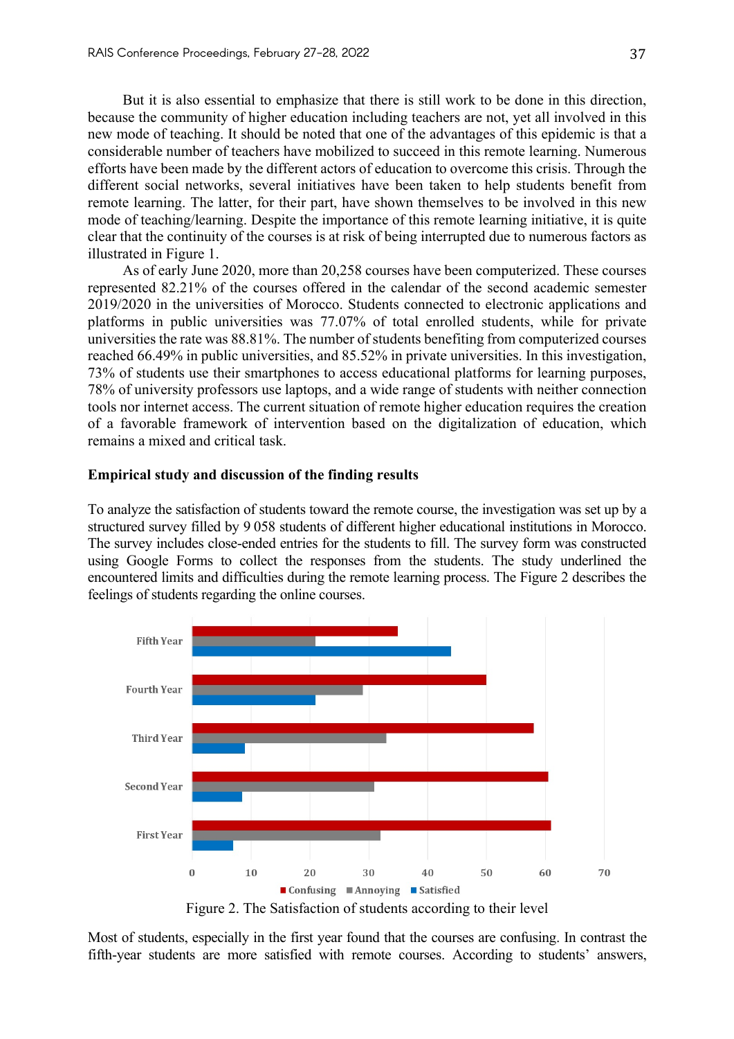But it is also essential to emphasize that there is still work to be done in this direction, because the community of higher education including teachers are not, yet all involved in this new mode of teaching. It should be noted that one of the advantages of this epidemic is that a considerable number of teachers have mobilized to succeed in this remote learning. Numerous efforts have been made by the different actors of education to overcome this crisis. Through the different social networks, several initiatives have been taken to help students benefit from remote learning. The latter, for their part, have shown themselves to be involved in this new mode of teaching/learning. Despite the importance of this remote learning initiative, it is quite clear that the continuity of the courses is at risk of being interrupted due to numerous factors as illustrated in Figure 1.

As of early June 2020, more than 20,258 courses have been computerized. These courses represented 82.21% of the courses offered in the calendar of the second academic semester 2019/2020 in the universities of Morocco. Students connected to electronic applications and platforms in public universities was 77.07% of total enrolled students, while for private universities the rate was 88.81%. The number of students benefiting from computerized courses reached 66.49% in public universities, and 85.52% in private universities. In this investigation, 73% of students use their smartphones to access educational platforms for learning purposes, 78% of university professors use laptops, and a wide range of students with neither connection tools nor internet access. The current situation of remote higher education requires the creation of a favorable framework of intervention based on the digitalization of education, which remains a mixed and critical task.

## Empirical study and discussion of the finding results

To analyze the satisfaction of students toward the remote course, the investigation was set up by a structured survey filled by 9 058 students of different higher educational institutions in Morocco. The survey includes close-ended entries for the students to fill. The survey form was constructed using Google Forms to collect the responses from the students. The study underlined the encountered limits and difficulties during the remote learning process. The Figure 2 describes the feelings of students regarding the online courses.

Figure 2. The Satisfaction of students according to their level

Most of students, especially in the first year found that the courses are confusing. In contrast the fifth-year students are more satisfied with remote courses. According to students' answers,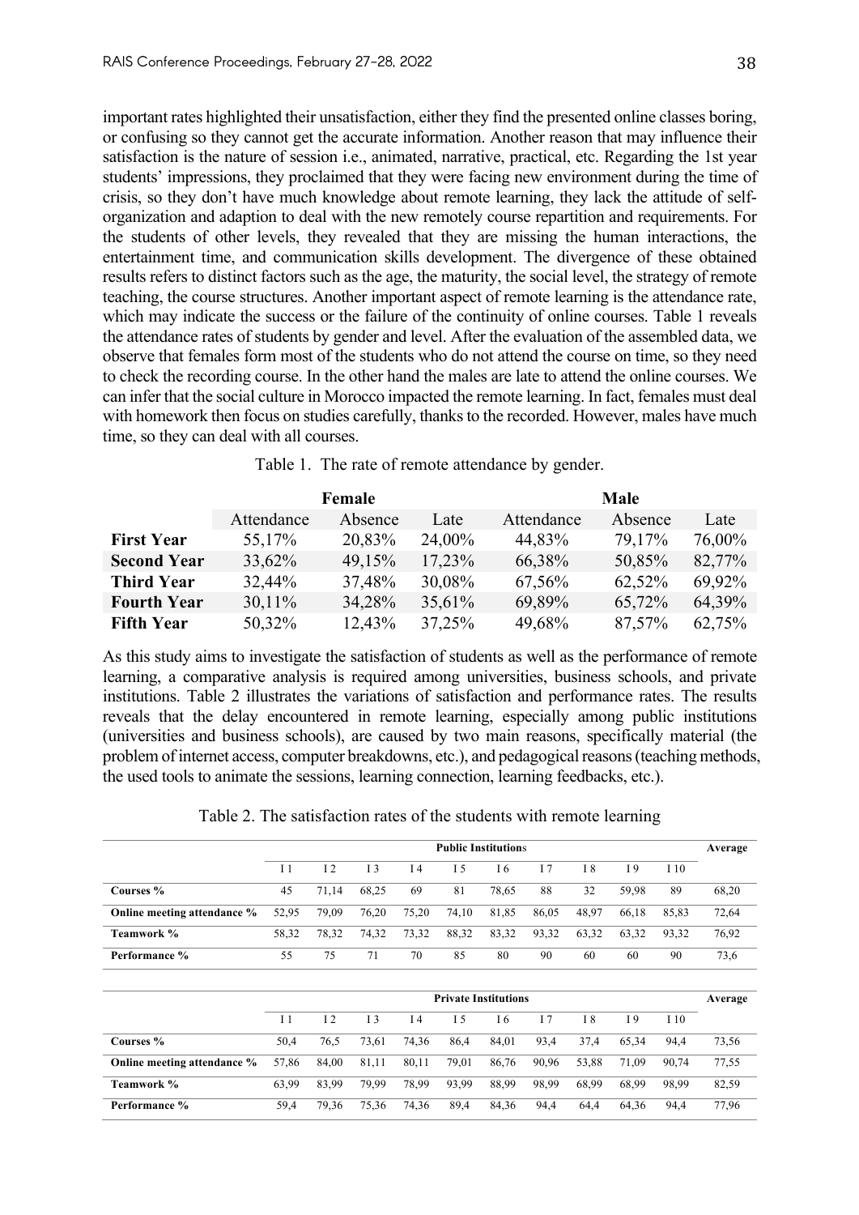important rates highlighted their unsatisfaction, either they find the presented online classes boring, or confusing so they cannot get the accurate information. Another reason that may influence their satisfaction is the nature of session i.e., animated, narrative, practical, etc. Regarding the 1st year students' impressions, they proclaimed that they were facing new environment during the time of crisis, so they don't have much knowledge about remote learning, they lack the attitude of self-organization and adaption to deal with the new remotely course repartition and requirements. For the students of other levels, they revealed that they are missing the human interactions, the entertainment time, and communication skills development. The divergence of these obtained results refers to distinct factors such as the age, the maturity, the social level, the strategy of remote teaching, the course structures. Another important aspect of remote learning is the attendance rate, which may indicate the success or the failure of the continuity of online courses. Table 1 reveals the attendance rates of students by gender and level. After the evaluation of the assembled data, we observe that females form most of the students who do not attend the course on time, so they need to check the recording course. In the other hand the males are late to attend the online courses. We can infer that the social culture in Morocco impacted the remote learning. In fact, females must deal with homework then focus on studies carefully, thanks to the recorded. However, males have much time, so they can deal with all courses.

Table 1. The rate of remote attendance by gender.

| | **Female** | | | **Male** | | |
|---|---|---|---|---|---|---|
| | Attendance | Absence | Late | Attendance | Absence | Late |
| **First Year** | 55,17% | 20,83% | 24,00% | 44,83% | 79,17% | 76,00% |
| **Second Year** | 33,62% | 49,15% | 17,23% | 66,38% | 50,85% | 82,77% |
| **Third Year** | 32,44% | 37,48% | 30,08% | 67,56% | 62,52% | 69,92% |
| **Fourth Year** | 30,11% | 34,28% | 35,61% | 69,89% | 65,72% | 64,39% |
| **Fifth Year** | 50,32% | 12,43% | 37,25% | 49,68% | 87,57% | 62,75% |

As this study aims to investigate the satisfaction of students as well as the performance of remote learning, a comparative analysis is required among universities, business schools, and private institutions. Table 2 illustrates the variations of satisfaction and performance rates. The results reveals that the delay encountered in remote learning, especially among public institutions (universities and business schools), are caused by two main reasons, specifically material (the problem of internet access, computer breakdowns, etc.), and pedagogical reasons (teaching methods, the used tools to animate the sessions, learning connection, learning feedbacks, etc.).

Table 2. The satisfaction rates of the students with remote learning

| | **Public Institutions** | | | | | | | | | | **Average** |
|---|---|---|---|---|---|---|---|---|---|---|---|
| | I 1 | I 2 | I 3 | I 4 | I 5 | I 6 | I 7 | I 8 | I 9 | I 10 | |
| **Courses %** | 45 | 71,14 | 68,25 | 69 | 81 | 78,65 | 88 | 32 | 59,98 | 89 | 68,20 |
| **Online meeting attendance %** | 52,95 | 79,09 | 76,20 | 75,20 | 74,10 | 81,85 | 86,05 | 48,97 | 66,18 | 85,83 | 72,64 |
| **Teamwork %** | 58,32 | 78,32 | 74,32 | 73,32 | 88,32 | 83,32 | 93,32 | 63,32 | 63,32 | 93,32 | 76,92 |
| **Performance %** | 55 | 75 | 71 | 70 | 85 | 80 | 90 | 60 | 60 | 90 | 73,6 |

| | **Private Institutions** | | | | | | | | | | **Average** |
|---|---|---|---|---|---|---|---|---|---|---|---|
| | I 1 | I 2 | I 3 | I 4 | I 5 | I 6 | I 7 | I 8 | I 9 | I 10 | |
| **Courses %** | 50,4 | 76,5 | 73,61 | 74,36 | 86,4 | 84,01 | 93,4 | 37,4 | 65,34 | 94,4 | 73,56 |
| **Online meeting attendance %** | 57,86 | 84,00 | 81,11 | 80,11 | 79,01 | 86,76 | 90,96 | 53,88 | 71,09 | 90,74 | 77,55 |
| **Teamwork %** | 63,99 | 83,99 | 79,99 | 78,99 | 93,99 | 88,99 | 98,99 | 68,99 | 68,99 | 98,99 | 82,59 |
| **Performance %** | 59,4 | 79,36 | 75,36 | 74,36 | 89,4 | 84,36 | 94,4 | 64,4 | 64,36 | 94,4 | 77,96 |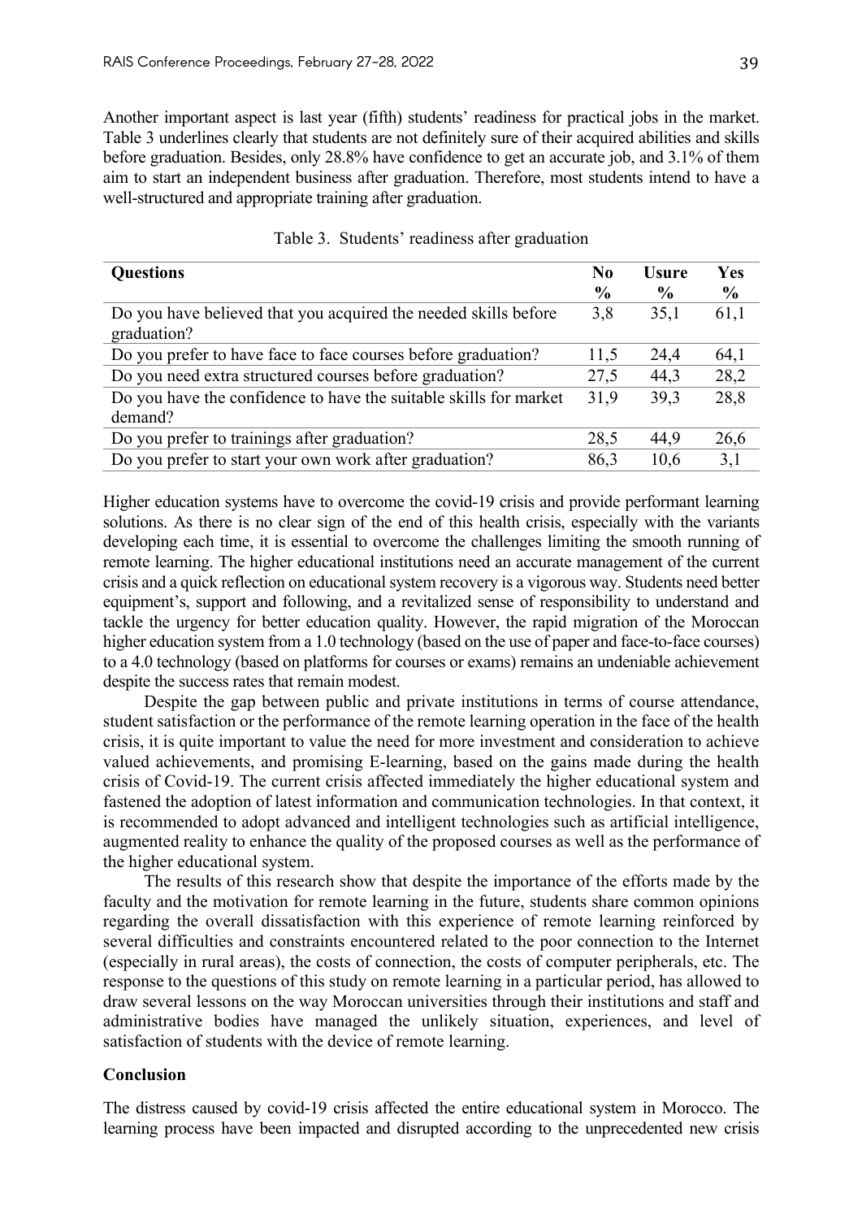Another important aspect is last year (fifth) students' readiness for practical jobs in the market. Table 3 underlines clearly that students are not definitely sure of their acquired abilities and skills before graduation. Besides, only 28.8% have confidence to get an accurate job, and 3.1% of them aim to start an independent business after graduation. Therefore, most students intend to have a well-structured and appropriate training after graduation.

Table 3. Students' readiness after graduation

| **Questions** | **No %** | **Usure %** | **Yes %** |
|---|---|---|---|
| Do you have believed that you acquired the needed skills before graduation? | 3,8 | 35,1 | 61,1 |
| Do you prefer to have face to face courses before graduation? | 11,5 | 24,4 | 64,1 |
| Do you need extra structured courses before graduation? | 27,5 | 44,3 | 28,2 |
| Do you have the confidence to have the suitable skills for market demand? | 31,9 | 39,3 | 28,8 |
| Do you prefer to trainings after graduation? | 28,5 | 44,9 | 26,6 |
| Do you prefer to start your own work after graduation? | 86,3 | 10,6 | 3,1 |

Higher education systems have to overcome the covid-19 crisis and provide performant learning solutions. As there is no clear sign of the end of this health crisis, especially with the variants developing each time, it is essential to overcome the challenges limiting the smooth running of remote learning. The higher educational institutions need an accurate management of the current crisis and a quick reflection on educational system recovery is a vigorous way. Students need better equipment's, support and following, and a revitalized sense of responsibility to understand and tackle the urgency for better education quality. However, the rapid migration of the Moroccan higher education system from a 1.0 technology (based on the use of paper and face-to-face courses) to a 4.0 technology (based on platforms for courses or exams) remains an undeniable achievement despite the success rates that remain modest.

Despite the gap between public and private institutions in terms of course attendance, student satisfaction or the performance of the remote learning operation in the face of the health crisis, it is quite important to value the need for more investment and consideration to achieve valued achievements, and promising E-learning, based on the gains made during the health crisis of Covid-19. The current crisis affected immediately the higher educational system and fastened the adoption of latest information and communication technologies. In that context, it is recommended to adopt advanced and intelligent technologies such as artificial intelligence, augmented reality to enhance the quality of the proposed courses as well as the performance of the higher educational system.

The results of this research show that despite the importance of the efforts made by the faculty and the motivation for remote learning in the future, students share common opinions regarding the overall dissatisfaction with this experience of remote learning reinforced by several difficulties and constraints encountered related to the poor connection to the Internet (especially in rural areas), the costs of connection, the costs of computer peripherals, etc. The response to the questions of this study on remote learning in a particular period, has allowed to draw several lessons on the way Moroccan universities through their institutions and staff and administrative bodies have managed the unlikely situation, experiences, and level of satisfaction of students with the device of remote learning.

## Conclusion

The distress caused by covid-19 crisis affected the entire educational system in Morocco. The learning process have been impacted and disrupted according to the unprecedented new crisis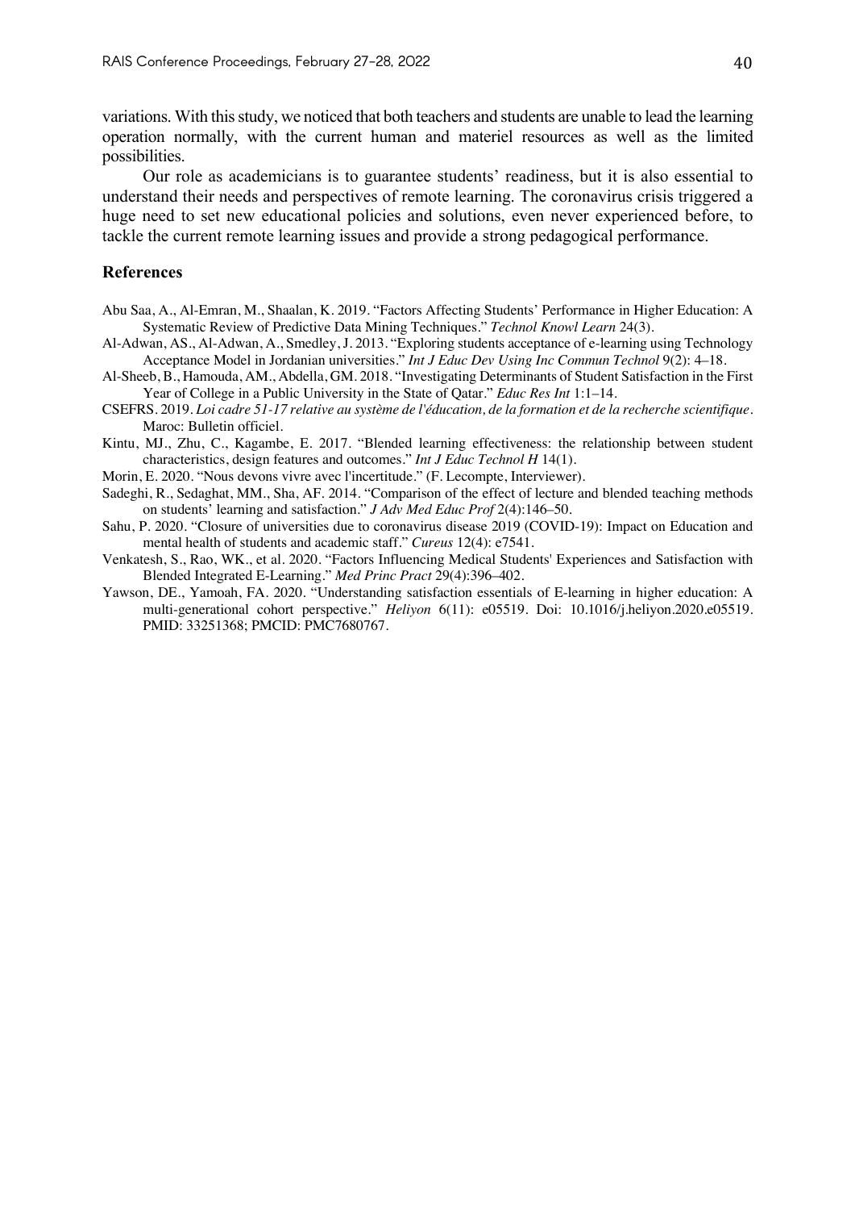variations. With this study, we noticed that both teachers and students are unable to lead the learning operation normally, with the current human and materiel resources as well as the limited possibilities.

Our role as academicians is to guarantee students' readiness, but it is also essential to understand their needs and perspectives of remote learning. The coronavirus crisis triggered a huge need to set new educational policies and solutions, even never experienced before, to tackle the current remote learning issues and provide a strong pedagogical performance.

## References

Abu Saa, A., Al-Emran, M., Shaalan, K. 2019. "Factors Affecting Students' Performance in Higher Education: A Systematic Review of Predictive Data Mining Techniques." *Technol Knowl Learn* 24(3).

Al-Adwan, AS., Al-Adwan, A., Smedley, J. 2013. "Exploring students acceptance of e-learning using Technology Acceptance Model in Jordanian universities." *Int J Educ Dev Using Inc Commun Technol* 9(2): 4–18.

Al-Sheeb, B., Hamouda, AM., Abdella, GM. 2018. "Investigating Determinants of Student Satisfaction in the First Year of College in a Public University in the State of Qatar." *Educ Res Int* 1:1–14.

CSEFRS. 2019. *Loi cadre 51-17 relative au système de l'éducation, de la formation et de la recherche scientifique*. Maroc: Bulletin officiel.

Kintu, MJ., Zhu, C., Kagambe, E. 2017. "Blended learning effectiveness: the relationship between student characteristics, design features and outcomes." *Int J Educ Technol H* 14(1).

Morin, E. 2020. "Nous devons vivre avec l'incertitude." (F. Lecompte, Interviewer).

Sadeghi, R., Sedaghat, MM., Sha, AF. 2014. "Comparison of the effect of lecture and blended teaching methods on students' learning and satisfaction." *J Adv Med Educ Prof* 2(4):146–50.

Sahu, P. 2020. "Closure of universities due to coronavirus disease 2019 (COVID-19): Impact on Education and mental health of students and academic staff." *Cureus* 12(4): e7541.

Venkatesh, S., Rao, WK., et al. 2020. "Factors Influencing Medical Students' Experiences and Satisfaction with Blended Integrated E-Learning." *Med Princ Pract* 29(4):396–402.

Yawson, DE., Yamoah, FA. 2020. "Understanding satisfaction essentials of E-learning in higher education: A multi-generational cohort perspective." *Heliyon* 6(11): e05519. Doi: 10.1016/j.heliyon.2020.e05519. PMID: 33251368; PMCID: PMC7680767.